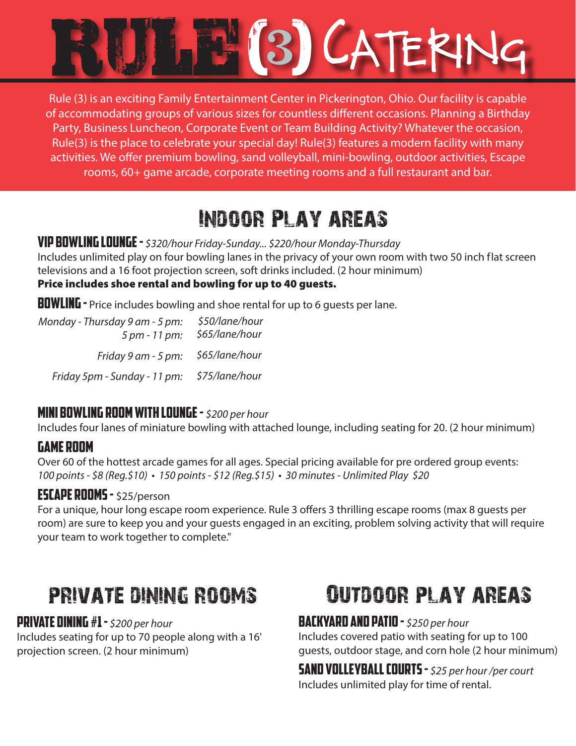# RULE (3) CATERING

Rule (3) is an exciting Family Entertainment Center in Pickerington, Ohio. Our facility is capable of accommodating groups of various sizes for countless different occasions. Planning a Birthday Party, Business Luncheon, Corporate Event or Team Building Activity? Whatever the occasion, Rule(3) is the place to celebrate your special day! Rule(3) features a modern facility with many activities. We offer premium bowling, sand volleyball, mini-bowling, outdoor activities, Escape rooms, 60+ game arcade, corporate meeting rooms and a full restaurant and bar.

## INDOOR PLAY AREAS

### VIP BOWLING LOUNGE - *$320/hour Friday-Sunday... $220/hour Monday-Thursday*

Includes unlimited play on four bowling lanes in the privacy of your own room with two 50 inch flat screen televisions and a 16 foot projection screen, soft drinks included. (2 hour minimum)

**Price includes shoe rental and bowling for up to 40 guests.**

### BOWLING - Price includes bowling and shoe rental for up to 6 guests per lane.

| | |
|---|---|
| *Monday - Thursday 9 am - 5 pm:* | *$50/lane/hour* |
| *5 pm - 11 pm:* | *$65/lane/hour* |
| *Friday 9 am - 5 pm:* | *$65/lane/hour* |
| *Friday 5pm - Sunday - 11 pm:* | *$75/lane/hour* |

### MINI BOWLING ROOM WITH LOUNGE - *$200 per hour*

Includes four lanes of miniature bowling with attached lounge, including seating for 20. (2 hour minimum)

### GAME ROOM

Over 60 of the hottest arcade games for all ages. Special pricing available for pre ordered group events:
*100 points - $8 (Reg.$10) • 150 points - $12 (Reg.$15) • 30 minutes - Unlimited Play $20*

### ESCAPE ROOMS - $25/person

For a unique, hour long escape room experience. Rule 3 offers 3 thrilling escape rooms (max 8 guests per room) are sure to keep you and your guests engaged in an exciting, problem solving activity that will require your team to work together to complete."

## PRIVATE DINING ROOMS

### PRIVATE DINING #1 - *$200 per hour*

Includes seating for up to 70 people along with a 16' projection screen. (2 hour minimum)

## OUTDOOR PLAY AREAS

### BACKYARD AND PATIO - *$250 per hour*

Includes covered patio with seating for up to 100 guests, outdoor stage, and corn hole (2 hour minimum)

### SAND VOLLEYBALL COURTS - *$25 per hour /per court*

Includes unlimited play for time of rental.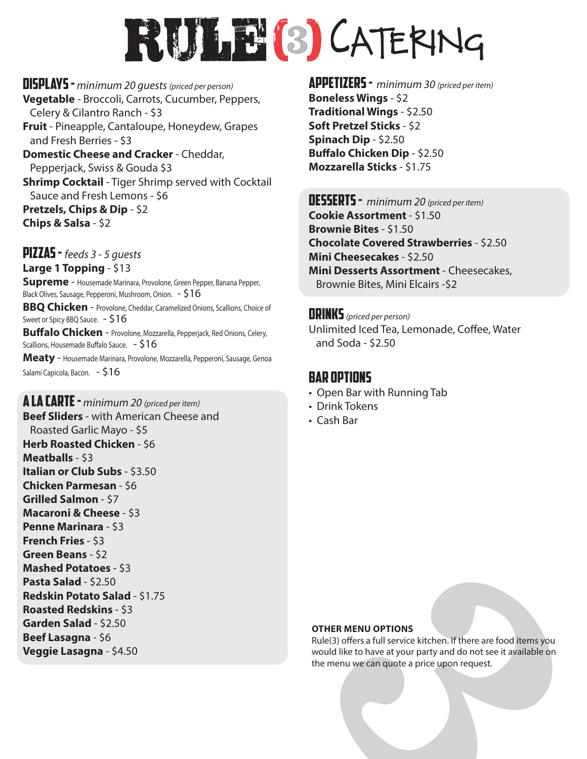# RULE(3) CATERING

## DISPLAYS - *minimum 20 guests (priced per person)*

**Vegetable** - Broccoli, Carrots, Cucumber, Peppers, Celery & Cilantro Ranch - $3

**Fruit** - Pineapple, Cantaloupe, Honeydew, Grapes and Fresh Berries - $3

**Domestic Cheese and Cracker** - Cheddar, Pepperjack, Swiss & Gouda $3

**Shrimp Cocktail** - Tiger Shrimp served with Cocktail Sauce and Fresh Lemons - $6

**Pretzels, Chips & Dip** - $2

**Chips & Salsa** - $2

## PIZZAS - *feeds 3 - 5 guests*

**Large 1 Topping** - $13

**Supreme** - Housemade Marinara, Provolone, Green Pepper, Banana Pepper, Black Olives, Sausage, Pepperoni, Mushroom, Onion. - $16

**BBQ Chicken** - Provolone, Cheddar, Caramelized Onions, Scallions, Choice of Sweet or Spicy BBQ Sauce. - $16

**Buffalo Chicken** - Provolone, Mozzarella, Pepperjack, Red Onions, Celery, Scallions, Housemade Buffalo Sauce. - $16

**Meaty** - Housemade Marinara, Provolone, Mozzarella, Pepperoni, Sausage, Genoa Salami Capicola, Bacon. - $16

## A LA CARTE - *minimum 20 (priced per item)*

**Beef Sliders** - with American Cheese and Roasted Garlic Mayo - $5

**Herb Roasted Chicken** - $6

**Meatballs** - $3

**Italian or Club Subs** - $3.50

**Chicken Parmesan** - $6

**Grilled Salmon** - $7

**Macaroni & Cheese** - $3

**Penne Marinara** - $3

**French Fries** - $3

**Green Beans** - $2

**Mashed Potatoes** - $3

**Pasta Salad** - $2.50

**Redskin Potato Salad** - $1.75

**Roasted Redskins** - $3

**Garden Salad** - $2.50

**Beef Lasagna** - $6

**Veggie Lasagna** - $4.50

## APPETIZERS - *minimum 30 (priced per item)*

**Boneless Wings** - $2

**Traditional Wings** - $2.50

**Soft Pretzel Sticks** - $2

**Spinach Dip** - $2.50

**Buffalo Chicken Dip** - $2.50

**Mozzarella Sticks** - $1.75

## DESSERTS - *minimum 20 (priced per item)*

**Cookie Assortment** - $1.50

**Brownie Bites** - $1.50

**Chocolate Covered Strawberries** - $2.50

**Mini Cheesecakes** - $2.50

**Mini Desserts Assortment** - Cheesecakes, Brownie Bites, Mini Elcairs -$2

## DRINKS *(priced per person)*

Unlimited Iced Tea, Lemonade, Coffee, Water and Soda - $2.50

## BAR OPTIONS

- Open Bar with Running Tab
- Drink Tokens
- Cash Bar

**OTHER MENU OPTIONS**

Rule(3) offers a full service kitchen. If there are food items you would like to have at your party and do not see it available on the menu we can quote a price upon request.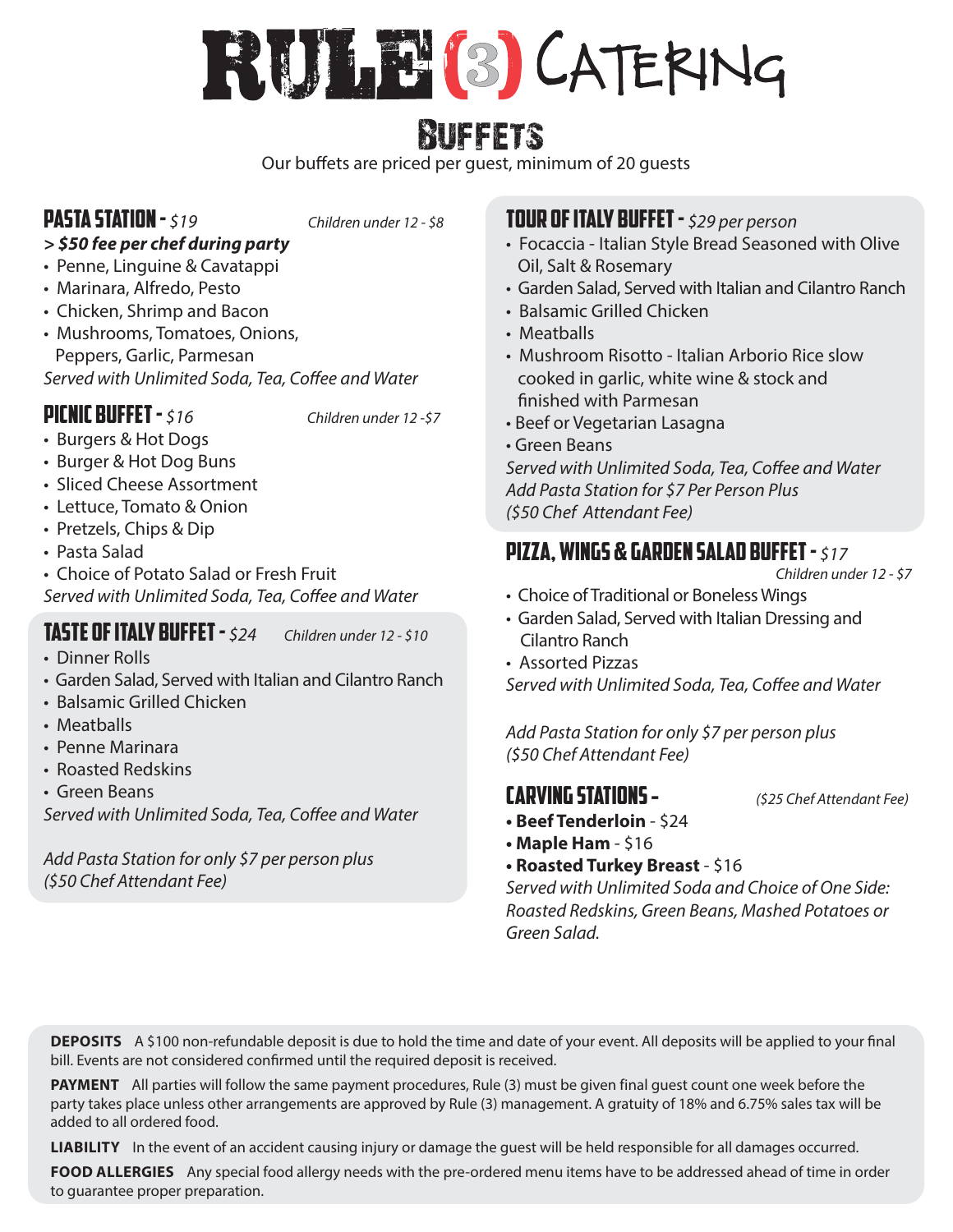# RULE (3) CATERING

## BUFFETS

Our buffets are priced per guest, minimum of 20 guests

### PASTA STATION - *$19*

*Children under 12 - $8*

***> $50 fee per chef during party***

- Penne, Linguine & Cavatappi
- Marinara, Alfredo, Pesto
- Chicken, Shrimp and Bacon
- Mushrooms, Tomatoes, Onions, Peppers, Garlic, Parmesan

*Served with Unlimited Soda, Tea, Coffee and Water*

### PICNIC BUFFET - *$16*

*Children under 12 -$7*

- Burgers & Hot Dogs
- Burger & Hot Dog Buns
- Sliced Cheese Assortment
- Lettuce, Tomato & Onion
- Pretzels, Chips & Dip
- Pasta Salad
- Choice of Potato Salad or Fresh Fruit

*Served with Unlimited Soda, Tea, Coffee and Water*

### TASTE OF ITALY BUFFET - *$24*

*Children under 12 - $10*

- Dinner Rolls
- Garden Salad, Served with Italian and Cilantro Ranch
- Balsamic Grilled Chicken
- Meatballs
- Penne Marinara
- Roasted Redskins
- Green Beans

*Served with Unlimited Soda, Tea, Coffee and Water*

*Add Pasta Station for only $7 per person plus ($50 Chef Attendant Fee)*

### TOUR OF ITALY BUFFET - *$29 per person*

- Focaccia - Italian Style Bread Seasoned with Olive Oil, Salt & Rosemary
- Garden Salad, Served with Italian and Cilantro Ranch
- Balsamic Grilled Chicken
- Meatballs
- Mushroom Risotto - Italian Arborio Rice slow cooked in garlic, white wine & stock and finished with Parmesan
- Beef or Vegetarian Lasagna
- Green Beans

*Served with Unlimited Soda, Tea, Coffee and Water*
*Add Pasta Station for $7 Per Person Plus ($50 Chef Attendant Fee)*

### PIZZA, WINGS & GARDEN SALAD BUFFET - *$17*

*Children under 12 - $7*

- Choice of Traditional or Boneless Wings
- Garden Salad, Served with Italian Dressing and Cilantro Ranch
- Assorted Pizzas

*Served with Unlimited Soda, Tea, Coffee and Water*

*Add Pasta Station for only $7 per person plus ($50 Chef Attendant Fee)*

### CARVING STATIONS -

*($25 Chef Attendant Fee)*

- **Beef Tenderloin** - $24
- **Maple Ham** - $16
- **Roasted Turkey Breast** - $16

*Served with Unlimited Soda and Choice of One Side: Roasted Redskins, Green Beans, Mashed Potatoes or Green Salad.*

**DEPOSITS** A $100 non-refundable deposit is due to hold the time and date of your event. All deposits will be applied to your final bill. Events are not considered confirmed until the required deposit is received.

**PAYMENT** All parties will follow the same payment procedures, Rule (3) must be given final guest count one week before the party takes place unless other arrangements are approved by Rule (3) management. A gratuity of 18% and 6.75% sales tax will be added to all ordered food.

**LIABILITY** In the event of an accident causing injury or damage the guest will be held responsible for all damages occurred.

**FOOD ALLERGIES** Any special food allergy needs with the pre-ordered menu items have to be addressed ahead of time in order to guarantee proper preparation.